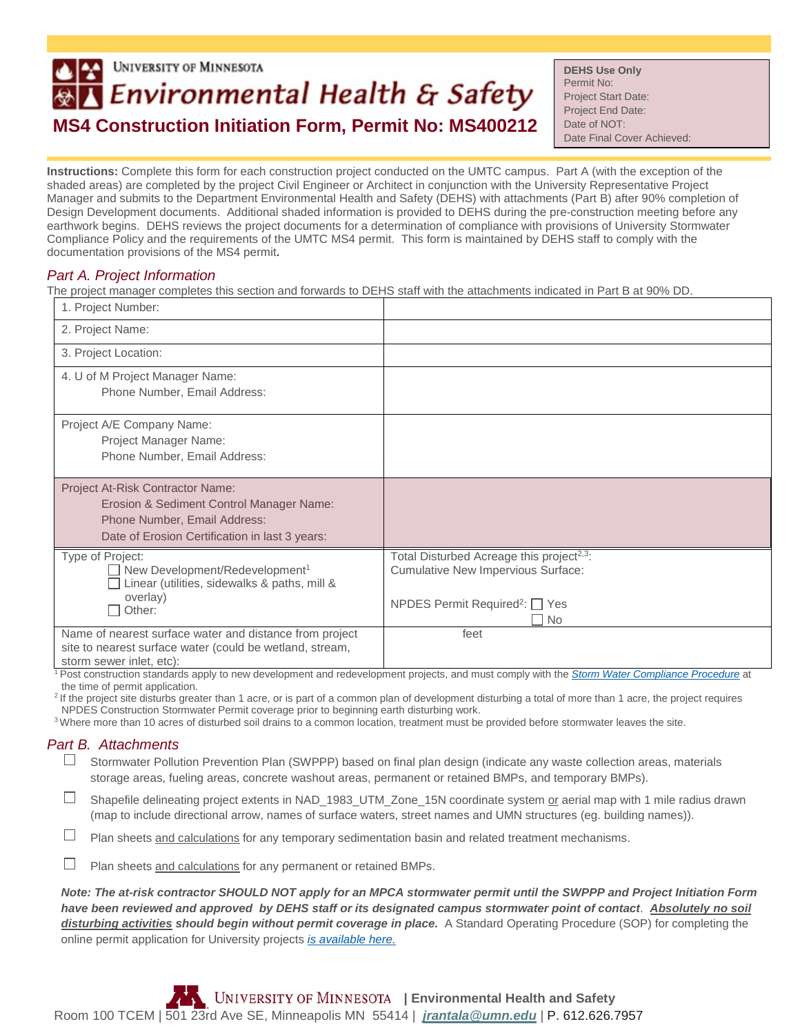University of Minnesota
# Environmental Health & Safety

## MS4 Construction Initiation Form, Permit No: MS400212

**DEHS Use Only**
Permit No:
Project Start Date:
Project End Date:
Date of NOT:
Date Final Cover Achieved:

**Instructions:** Complete this form for each construction project conducted on the UMTC campus. Part A (with the exception of the shaded areas) are completed by the project Civil Engineer or Architect in conjunction with the University Representative Project Manager and submits to the Department Environmental Health and Safety (DEHS) with attachments (Part B) after 90% completion of Design Development documents. Additional shaded information is provided to DEHS during the pre-construction meeting before any earthwork begins. DEHS reviews the project documents for a determination of compliance with provisions of University Stormwater Compliance Policy and the requirements of the UMTC MS4 permit. This form is maintained by DEHS staff to comply with the documentation provisions of the MS4 permit**.**

### *Part A. Project Information*

The project manager completes this section and forwards to DEHS staff with the attachments indicated in Part B at 90% DD.

| | |
|---|---|
| 1. Project Number: | |
| 2. Project Name: | |
| 3. Project Location: | |
| 4. U of M Project Manager Name: Phone Number, Email Address: | |
| Project A/E Company Name: Project Manager Name: Phone Number, Email Address: | |
| Project At-Risk Contractor Name: Erosion & Sediment Control Manager Name: Phone Number, Email Address: Date of Erosion Certification in last 3 years: | |
| Type of Project: ☐ New Development/Redevelopment[1] ☐ Linear (utilities, sidewalks & paths, mill & overlay) ☐ Other: | Total Disturbed Acreage this project[2,3]: Cumulative New Impervious Surface: NPDES Permit Required[2]: ☐ Yes ☐ No |
| Name of nearest surface water and distance from project site to nearest surface water (could be wetland, stream, storm sewer inlet, etc): | feet |

[1] Post construction standards apply to new development and redevelopment projects, and must comply with the *Storm Water Compliance Procedure* at the time of permit application.
[2] If the project site disturbs greater than 1 acre, or is part of a common plan of development disturbing a total of more than 1 acre, the project requires NPDES Construction Stormwater Permit coverage prior to beginning earth disturbing work.
[3] Where more than 10 acres of disturbed soil drains to a common location, treatment must be provided before stormwater leaves the site.

### *Part B. Attachments*

- ☐ Stormwater Pollution Prevention Plan (SWPPP) based on final plan design (indicate any waste collection areas, materials storage areas, fueling areas, concrete washout areas, permanent or retained BMPs, and temporary BMPs).
- ☐ Shapefile delineating project extents in NAD_1983_UTM_Zone_15N coordinate system or aerial map with 1 mile radius drawn (map to include directional arrow, names of surface waters, street names and UMN structures (eg. building names)).
- ☐ Plan sheets and calculations for any temporary sedimentation basin and related treatment mechanisms.
- ☐ Plan sheets and calculations for any permanent or retained BMPs.

***Note: The at-risk contractor SHOULD NOT apply for an MPCA stormwater permit until the SWPPP and Project Initiation Form have been reviewed and approved by DEHS staff or its designated campus stormwater point of contact**. **Absolutely no soil disturbing activities should begin without permit coverage in place.*** A Standard Operating Procedure (SOP) for completing the online permit application for University projects *is available here.*

University of Minnesota | **Environmental Health and Safety**
Room 100 TCEM | 501 23rd Ave SE, Minneapolis MN 55414 | ***jrantala@umn.edu*** | P. 612.626.7957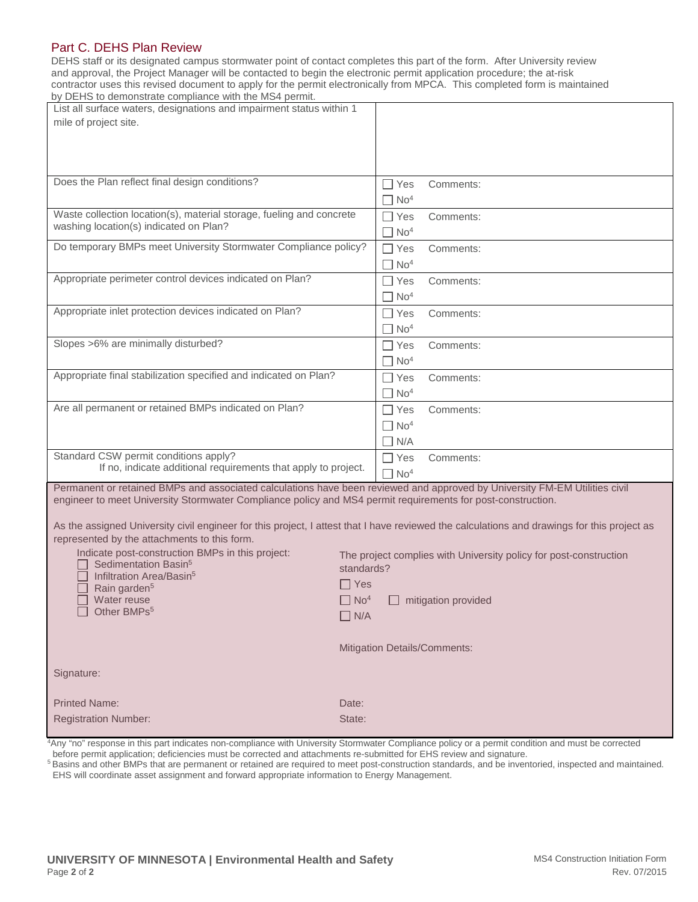## Part C. DEHS Plan Review

DEHS staff or its designated campus stormwater point of contact completes this part of the form. After University review and approval, the Project Manager will be contacted to begin the electronic permit application procedure; the at-risk contractor uses this revised document to apply for the permit electronically from MPCA. This completed form is maintained by DEHS to demonstrate compliance with the MS4 permit.

| | |
|---|---|
| List all surface waters, designations and impairment status within 1 mile of project site. | |
| Does the Plan reflect final design conditions? | ☐ Yes Comments:<br>☐ No[4] |
| Waste collection location(s), material storage, fueling and concrete washing location(s) indicated on Plan? | ☐ Yes Comments:<br>☐ No[4] |
| Do temporary BMPs meet University Stormwater Compliance policy? | ☐ Yes Comments:<br>☐ No[4] |
| Appropriate perimeter control devices indicated on Plan? | ☐ Yes Comments:<br>☐ No[4] |
| Appropriate inlet protection devices indicated on Plan? | ☐ Yes Comments:<br>☐ No[4] |
| Slopes >6% are minimally disturbed? | ☐ Yes Comments:<br>☐ No[4] |
| Appropriate final stabilization specified and indicated on Plan? | ☐ Yes Comments:<br>☐ No[4] |
| Are all permanent or retained BMPs indicated on Plan? | ☐ Yes Comments:<br>☐ No[4]<br>☐ N/A |
| Standard CSW permit conditions apply?<br>If no, indicate additional requirements that apply to project. | ☐ Yes Comments:<br>☐ No[4] |

Permanent or retained BMPs and associated calculations have been reviewed and approved by University FM-EM Utilities civil engineer to meet University Stormwater Compliance policy and MS4 permit requirements for post-construction.

As the assigned University civil engineer for this project, I attest that I have reviewed the calculations and drawings for this project as represented by the attachments to this form.

Indicate post-construction BMPs in this project:

- ☐ Sedimentation Basin[5]
- ☐ Infiltration Area/Basin[5]
- ☐ Rain garden[5]
- ☐ Water reuse
- ☐ Other BMPs[5]

The project complies with University policy for post-construction standards?

☐ Yes

☐ No[4] ☐ mitigation provided

☐ N/A

Mitigation Details/Comments:

Signature:

Printed Name: Date:

Registration Number: State:

[4]Any "no" response in this part indicates non-compliance with University Stormwater Compliance policy or a permit condition and must be corrected before permit application; deficiencies must be corrected and attachments re-submitted for EHS review and signature.

[5] Basins and other BMPs that are permanent or retained are required to meet post-construction standards, and be inventoried, inspected and maintained. EHS will coordinate asset assignment and forward appropriate information to Energy Management.